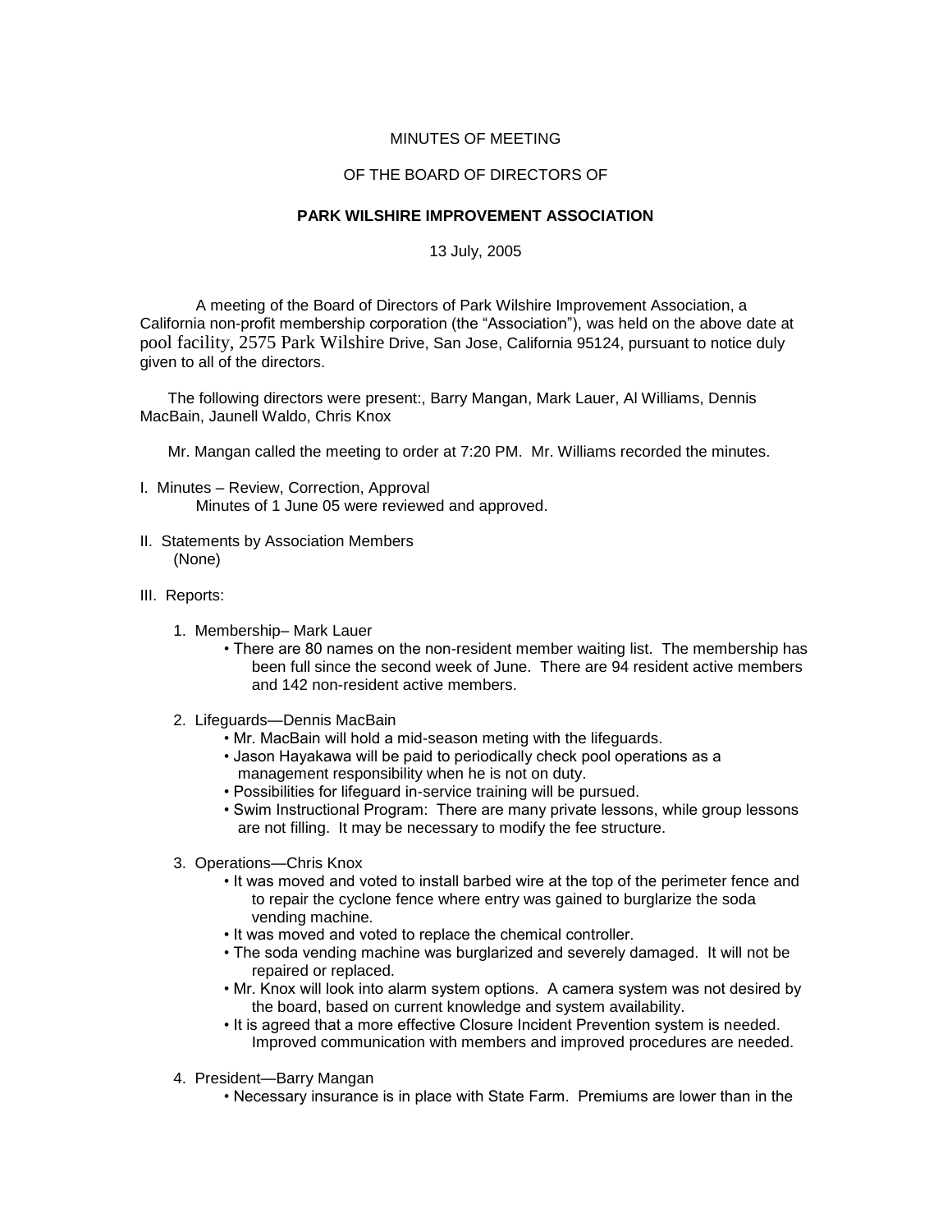MINUTES OF MEETING

OF THE BOARD OF DIRECTORS OF

**PARK WILSHIRE IMPROVEMENT ASSOCIATION**

13 July, 2005

A meeting of the Board of Directors of Park Wilshire Improvement Association, a California non-profit membership corporation (the "Association"), was held on the above date at pool facility, 2575 Park Wilshire Drive, San Jose, California 95124, pursuant to notice duly given to all of the directors.

The following directors were present:, Barry Mangan, Mark Lauer, Al Williams, Dennis MacBain, Jaunell Waldo, Chris Knox

Mr. Mangan called the meeting to order at 7:20 PM. Mr. Williams recorded the minutes.

I. Minutes – Review, Correction, Approval
   Minutes of 1 June 05 were reviewed and approved.

II. Statements by Association Members
   (None)

III. Reports:

1. Membership– Mark Lauer
   - There are 80 names on the non-resident member waiting list. The membership has been full since the second week of June. There are 94 resident active members and 142 non-resident active members.

2. Lifeguards—Dennis MacBain
   - Mr. MacBain will hold a mid-season meting with the lifeguards.
   - Jason Hayakawa will be paid to periodically check pool operations as a management responsibility when he is not on duty.
   - Possibilities for lifeguard in-service training will be pursued.
   - Swim Instructional Program: There are many private lessons, while group lessons are not filling. It may be necessary to modify the fee structure.

3. Operations—Chris Knox
   - It was moved and voted to install barbed wire at the top of the perimeter fence and to repair the cyclone fence where entry was gained to burglarize the soda vending machine.
   - It was moved and voted to replace the chemical controller.
   - The soda vending machine was burglarized and severely damaged. It will not be repaired or replaced.
   - Mr. Knox will look into alarm system options. A camera system was not desired by the board, based on current knowledge and system availability.
   - It is agreed that a more effective Closure Incident Prevention system is needed. Improved communication with members and improved procedures are needed.

4. President—Barry Mangan
   - Necessary insurance is in place with State Farm. Premiums are lower than in the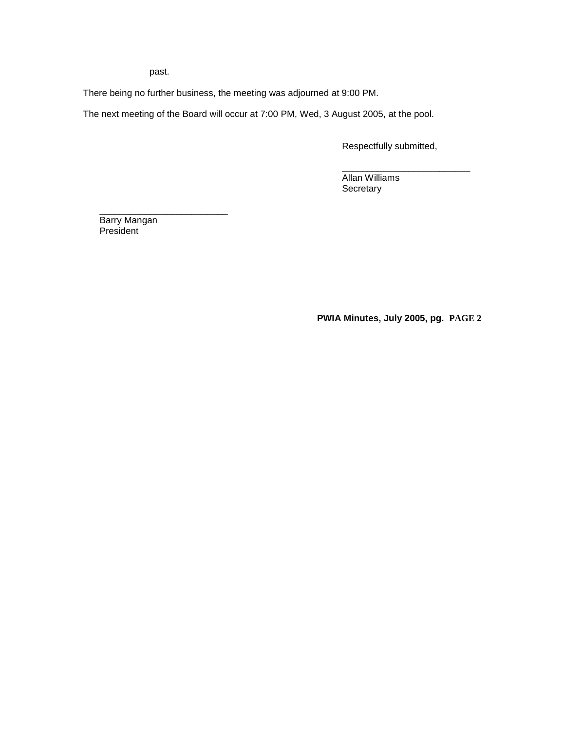past.

There being no further business, the meeting was adjourned at 9:00 PM.

The next meeting of the Board will occur at 7:00 PM, Wed, 3 August 2005, at the pool.

Respectfully submitted,

_________________________
Allan Williams
Secretary

_________________________
Barry Mangan
President